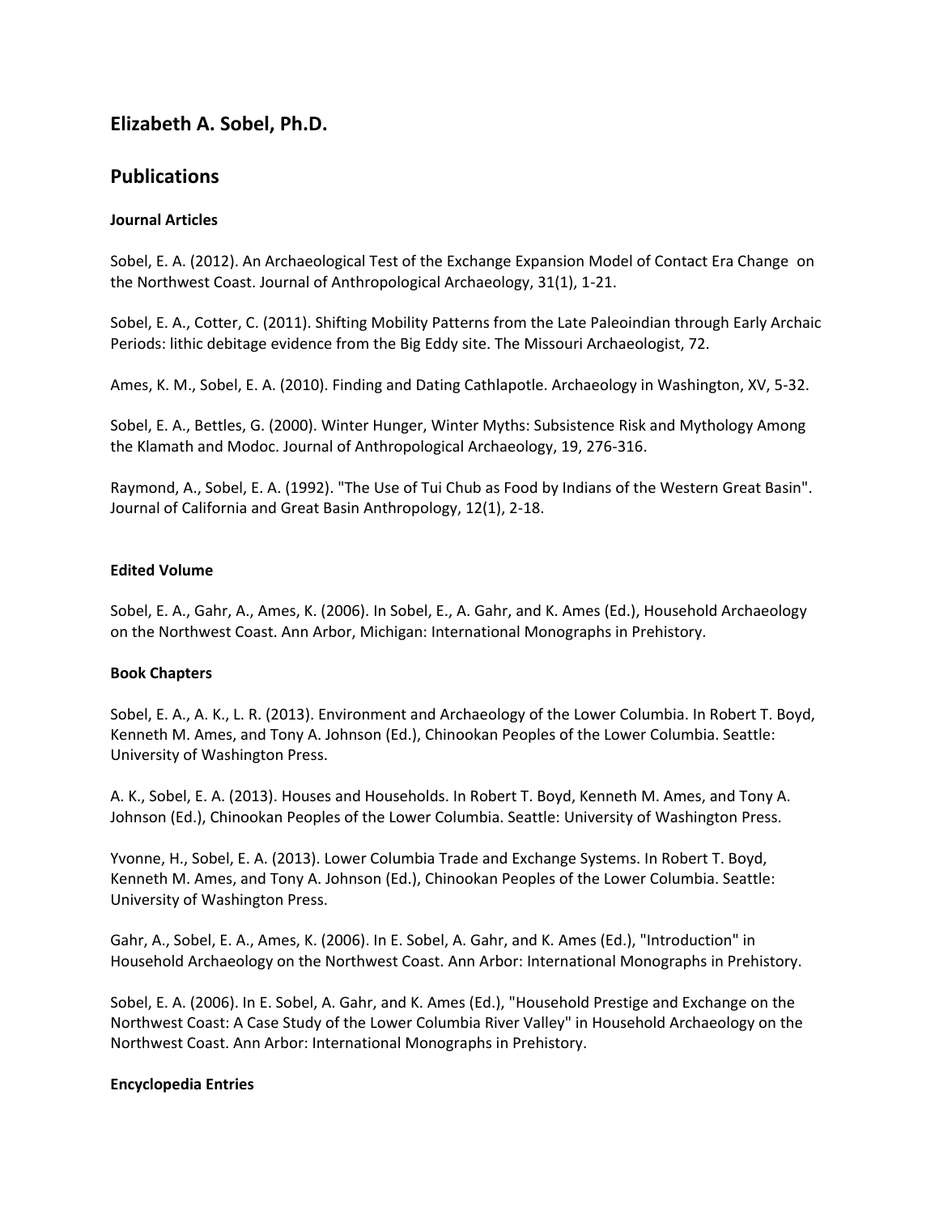# Elizabeth A. Sobel, Ph.D.

## Publications

### Journal Articles

Sobel, E. A. (2012). An Archaeological Test of the Exchange Expansion Model of Contact Era Change on the Northwest Coast. Journal of Anthropological Archaeology, 31(1), 1-21.

Sobel, E. A., Cotter, C. (2011). Shifting Mobility Patterns from the Late Paleoindian through Early Archaic Periods: lithic debitage evidence from the Big Eddy site. The Missouri Archaeologist, 72.

Ames, K. M., Sobel, E. A. (2010). Finding and Dating Cathlapotle. Archaeology in Washington, XV, 5-32.

Sobel, E. A., Bettles, G. (2000). Winter Hunger, Winter Myths: Subsistence Risk and Mythology Among the Klamath and Modoc. Journal of Anthropological Archaeology, 19, 276-316.

Raymond, A., Sobel, E. A. (1992). "The Use of Tui Chub as Food by Indians of the Western Great Basin". Journal of California and Great Basin Anthropology, 12(1), 2-18.

### Edited Volume

Sobel, E. A., Gahr, A., Ames, K. (2006). In Sobel, E., A. Gahr, and K. Ames (Ed.), Household Archaeology on the Northwest Coast. Ann Arbor, Michigan: International Monographs in Prehistory.

### Book Chapters

Sobel, E. A., A. K., L. R. (2013). Environment and Archaeology of the Lower Columbia. In Robert T. Boyd, Kenneth M. Ames, and Tony A. Johnson (Ed.), Chinookan Peoples of the Lower Columbia. Seattle: University of Washington Press.

A. K., Sobel, E. A. (2013). Houses and Households. In Robert T. Boyd, Kenneth M. Ames, and Tony A. Johnson (Ed.), Chinookan Peoples of the Lower Columbia. Seattle: University of Washington Press.

Yvonne, H., Sobel, E. A. (2013). Lower Columbia Trade and Exchange Systems. In Robert T. Boyd, Kenneth M. Ames, and Tony A. Johnson (Ed.), Chinookan Peoples of the Lower Columbia. Seattle: University of Washington Press.

Gahr, A., Sobel, E. A., Ames, K. (2006). In E. Sobel, A. Gahr, and K. Ames (Ed.), "Introduction" in Household Archaeology on the Northwest Coast. Ann Arbor: International Monographs in Prehistory.

Sobel, E. A. (2006). In E. Sobel, A. Gahr, and K. Ames (Ed.), "Household Prestige and Exchange on the Northwest Coast: A Case Study of the Lower Columbia River Valley" in Household Archaeology on the Northwest Coast. Ann Arbor: International Monographs in Prehistory.

### Encyclopedia Entries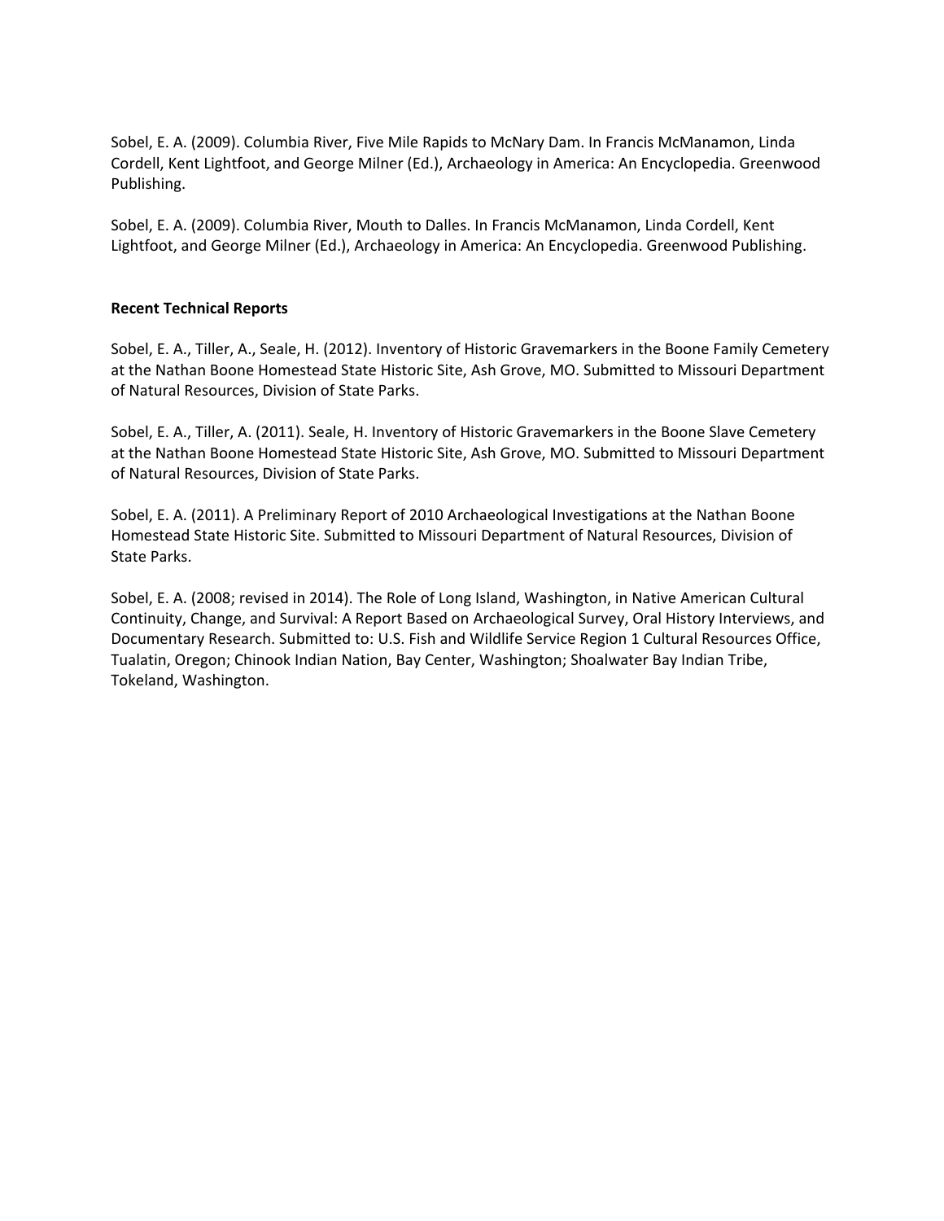Sobel, E. A. (2009). Columbia River, Five Mile Rapids to McNary Dam. In Francis McManamon, Linda Cordell, Kent Lightfoot, and George Milner (Ed.), Archaeology in America: An Encyclopedia. Greenwood Publishing.

Sobel, E. A. (2009). Columbia River, Mouth to Dalles. In Francis McManamon, Linda Cordell, Kent Lightfoot, and George Milner (Ed.), Archaeology in America: An Encyclopedia. Greenwood Publishing.

**Recent Technical Reports**

Sobel, E. A., Tiller, A., Seale, H. (2012). Inventory of Historic Gravemarkers in the Boone Family Cemetery at the Nathan Boone Homestead State Historic Site, Ash Grove, MO. Submitted to Missouri Department of Natural Resources, Division of State Parks.

Sobel, E. A., Tiller, A. (2011). Seale, H. Inventory of Historic Gravemarkers in the Boone Slave Cemetery at the Nathan Boone Homestead State Historic Site, Ash Grove, MO. Submitted to Missouri Department of Natural Resources, Division of State Parks.

Sobel, E. A. (2011). A Preliminary Report of 2010 Archaeological Investigations at the Nathan Boone Homestead State Historic Site. Submitted to Missouri Department of Natural Resources, Division of State Parks.

Sobel, E. A. (2008; revised in 2014). The Role of Long Island, Washington, in Native American Cultural Continuity, Change, and Survival: A Report Based on Archaeological Survey, Oral History Interviews, and Documentary Research. Submitted to: U.S. Fish and Wildlife Service Region 1 Cultural Resources Office, Tualatin, Oregon; Chinook Indian Nation, Bay Center, Washington; Shoalwater Bay Indian Tribe, Tokeland, Washington.